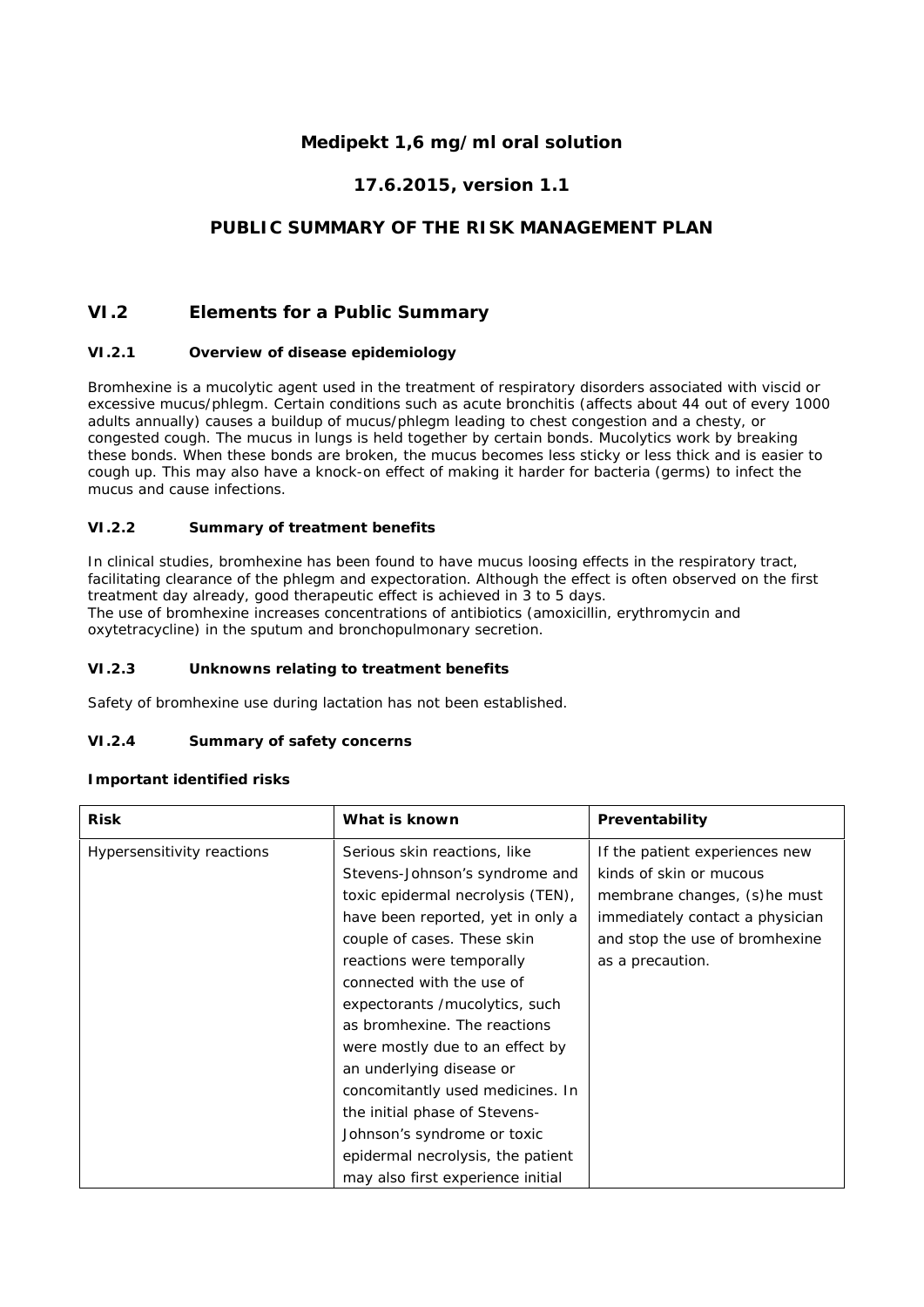# Medipekt 1,6 mg/ml oral solution

## 17.6.2015, version 1.1

## PUBLIC SUMMARY OF THE RISK MANAGEMENT PLAN

## VI.2 Elements for a Public Summary

### VI.2.1 Overview of disease epidemiology

Bromhexine is a mucolytic agent used in the treatment of respiratory disorders associated with viscid or excessive mucus/phlegm. Certain conditions such as acute bronchitis (affects about 44 out of every 1000 adults annually) causes a buildup of mucus/phlegm leading to chest congestion and a chesty, or congested cough. The mucus in lungs is held together by certain bonds. Mucolytics work by breaking these bonds. When these bonds are broken, the mucus becomes less sticky or less thick and is easier to cough up. This may also have a knock-on effect of making it harder for bacteria (germs) to infect the mucus and cause infections.

### VI.2.2 Summary of treatment benefits

In clinical studies, bromhexine has been found to have mucus loosing effects in the respiratory tract, facilitating clearance of the phlegm and expectoration. Although the effect is often observed on the first treatment day already, good therapeutic effect is achieved in 3 to 5 days.
The use of bromhexine increases concentrations of antibiotics (amoxicillin, erythromycin and oxytetracycline) in the sputum and bronchopulmonary secretion.

### VI.2.3 Unknowns relating to treatment benefits

Safety of bromhexine use during lactation has not been established.

### VI.2.4 Summary of safety concerns

**Important identified risks**

| Risk | What is known | Preventability |
|---|---|---|
| Hypersensitivity reactions | Serious skin reactions, like Stevens-Johnson's syndrome and toxic epidermal necrolysis (TEN), have been reported, yet in only a couple of cases. These skin reactions were temporally connected with the use of expectorants /mucolytics, such as bromhexine. The reactions were mostly due to an effect by an underlying disease or concomitantly used medicines. In the initial phase of Stevens-Johnson's syndrome or toxic epidermal necrolysis, the patient may also first experience initial | If the patient experiences new kinds of skin or mucous membrane changes, (s)he must immediately contact a physician and stop the use of bromhexine as a precaution. |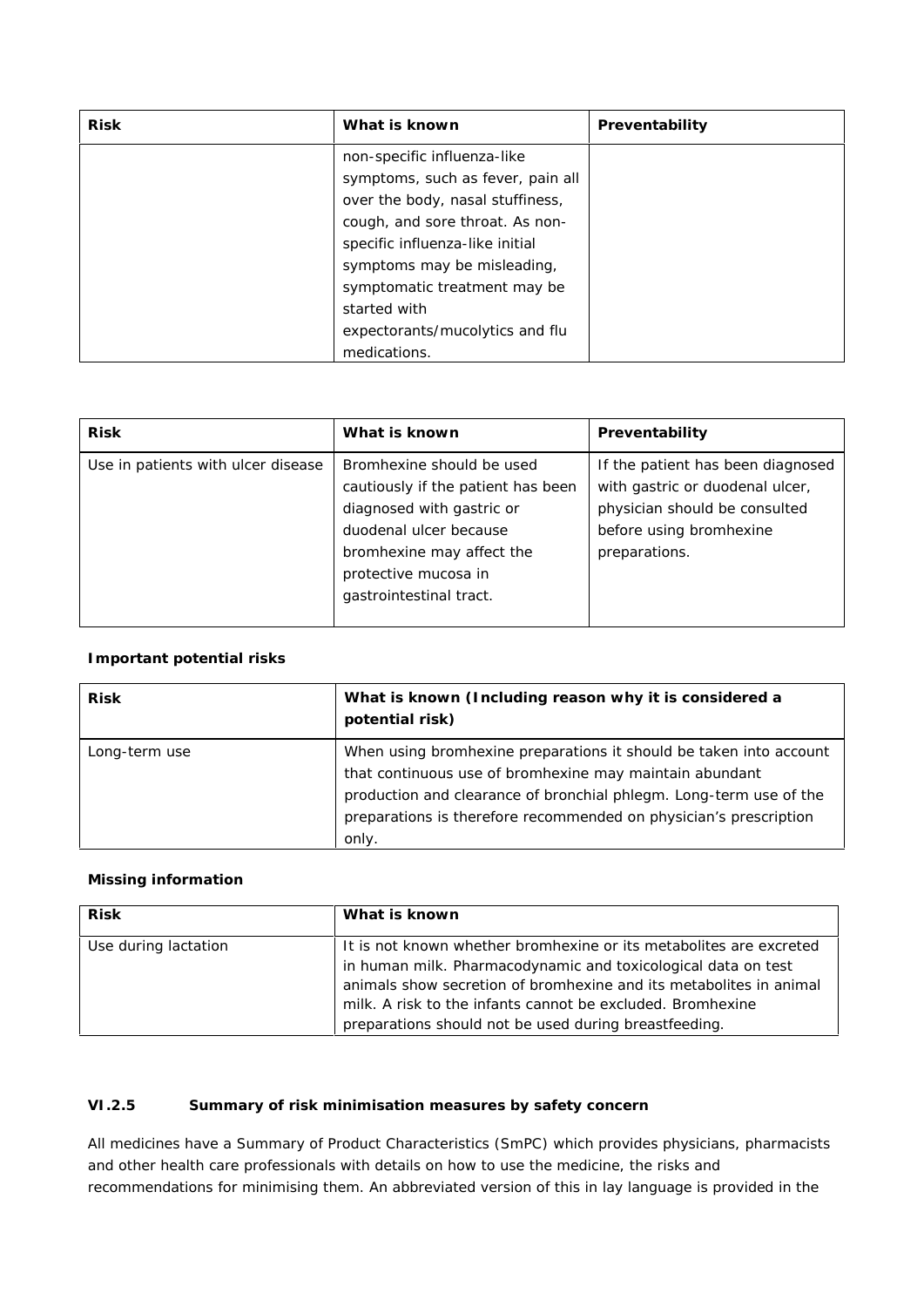| Risk | What is known | Preventability |
|---|---|---|
| | non-specific influenza-like symptoms, such as fever, pain all over the body, nasal stuffiness, cough, and sore throat. As non-specific influenza-like initial symptoms may be misleading, symptomatic treatment may be started with expectorants/mucolytics and flu medications. | |

| Risk | What is known | Preventability |
|---|---|---|
| Use in patients with ulcer disease | Bromhexine should be used cautiously if the patient has been diagnosed with gastric or duodenal ulcer because bromhexine may affect the protective mucosa in gastrointestinal tract. | If the patient has been diagnosed with gastric or duodenal ulcer, physician should be consulted before using bromhexine preparations. |

**Important potential risks**

| Risk | What is known (Including reason why it is considered a potential risk) |
|---|---|
| Long-term use | When using bromhexine preparations it should be taken into account that continuous use of bromhexine may maintain abundant production and clearance of bronchial phlegm. Long-term use of the preparations is therefore recommended on physician's prescription only. |

**Missing information**

| Risk | What is known |
|---|---|
| Use during lactation | It is not known whether bromhexine or its metabolites are excreted in human milk. Pharmacodynamic and toxicological data on test animals show secretion of bromhexine and its metabolites in animal milk. A risk to the infants cannot be excluded. Bromhexine preparations should not be used during breastfeeding. |

### VI.2.5 Summary of risk minimisation measures by safety concern

All medicines have a Summary of Product Characteristics (SmPC) which provides physicians, pharmacists and other health care professionals with details on how to use the medicine, the risks and recommendations for minimising them. An abbreviated version of this in lay language is provided in the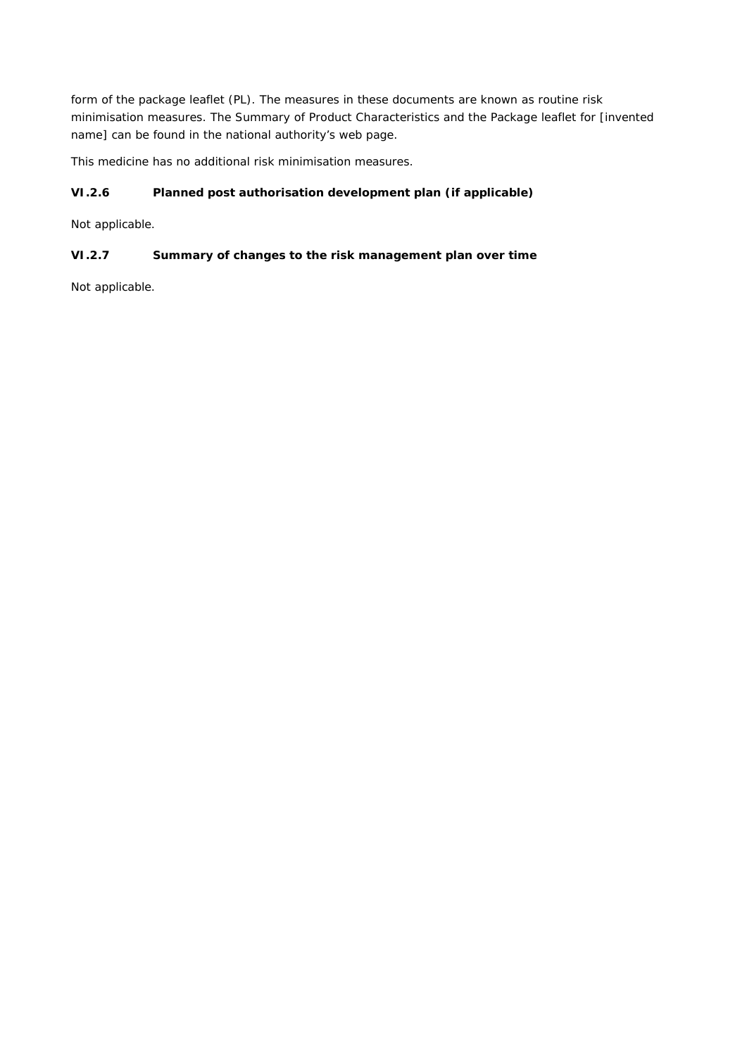form of the package leaflet (PL). The measures in these documents are known as routine risk minimisation measures. The Summary of Product Characteristics and the Package leaflet for [invented name] can be found in the national authority's web page.

This medicine has no additional risk minimisation measures.

### VI.2.6 Planned post authorisation development plan (if applicable)

Not applicable.

### VI.2.7 Summary of changes to the risk management plan over time

Not applicable.